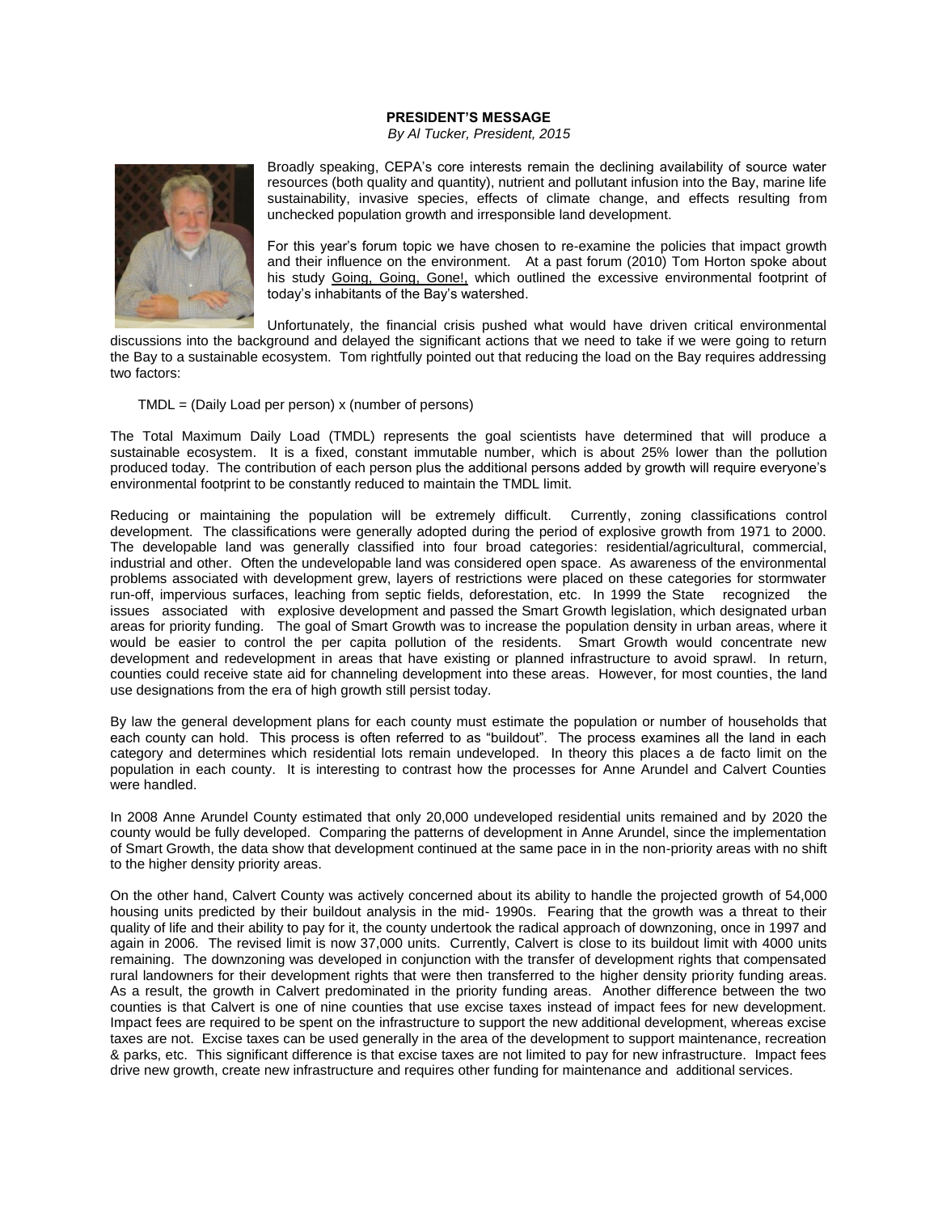**PRESIDENT'S MESSAGE**

*By Al Tucker, President, 2015*

Broadly speaking, CEPA's core interests remain the declining availability of source water resources (both quality and quantity), nutrient and pollutant infusion into the Bay, marine life sustainability, invasive species, effects of climate change, and effects resulting from unchecked population growth and irresponsible land development.

For this year's forum topic we have chosen to re-examine the policies that impact growth and their influence on the environment. At a past forum (2010) Tom Horton spoke about his study Going, Going, Gone!, which outlined the excessive environmental footprint of today's inhabitants of the Bay's watershed.

Unfortunately, the financial crisis pushed what would have driven critical environmental discussions into the background and delayed the significant actions that we need to take if we were going to return the Bay to a sustainable ecosystem. Tom rightfully pointed out that reducing the load on the Bay requires addressing two factors:

TMDL = (Daily Load per person) x (number of persons)

The Total Maximum Daily Load (TMDL) represents the goal scientists have determined that will produce a sustainable ecosystem. It is a fixed, constant immutable number, which is about 25% lower than the pollution produced today. The contribution of each person plus the additional persons added by growth will require everyone's environmental footprint to be constantly reduced to maintain the TMDL limit.

Reducing or maintaining the population will be extremely difficult. Currently, zoning classifications control development. The classifications were generally adopted during the period of explosive growth from 1971 to 2000. The developable land was generally classified into four broad categories: residential/agricultural, commercial, industrial and other. Often the undevelopable land was considered open space. As awareness of the environmental problems associated with development grew, layers of restrictions were placed on these categories for stormwater run-off, impervious surfaces, leaching from septic fields, deforestation, etc. In 1999 the State recognized the issues associated with explosive development and passed the Smart Growth legislation, which designated urban areas for priority funding. The goal of Smart Growth was to increase the population density in urban areas, where it would be easier to control the per capita pollution of the residents. Smart Growth would concentrate new development and redevelopment in areas that have existing or planned infrastructure to avoid sprawl. In return, counties could receive state aid for channeling development into these areas. However, for most counties, the land use designations from the era of high growth still persist today.

By law the general development plans for each county must estimate the population or number of households that each county can hold. This process is often referred to as "buildout". The process examines all the land in each category and determines which residential lots remain undeveloped. In theory this places a de facto limit on the population in each county. It is interesting to contrast how the processes for Anne Arundel and Calvert Counties were handled.

In 2008 Anne Arundel County estimated that only 20,000 undeveloped residential units remained and by 2020 the county would be fully developed. Comparing the patterns of development in Anne Arundel, since the implementation of Smart Growth, the data show that development continued at the same pace in in the non-priority areas with no shift to the higher density priority areas.

On the other hand, Calvert County was actively concerned about its ability to handle the projected growth of 54,000 housing units predicted by their buildout analysis in the mid- 1990s. Fearing that the growth was a threat to their quality of life and their ability to pay for it, the county undertook the radical approach of downzoning, once in 1997 and again in 2006. The revised limit is now 37,000 units. Currently, Calvert is close to its buildout limit with 4000 units remaining. The downzoning was developed in conjunction with the transfer of development rights that compensated rural landowners for their development rights that were then transferred to the higher density priority funding areas. As a result, the growth in Calvert predominated in the priority funding areas. Another difference between the two counties is that Calvert is one of nine counties that use excise taxes instead of impact fees for new development. Impact fees are required to be spent on the infrastructure to support the new additional development, whereas excise taxes are not. Excise taxes can be used generally in the area of the development to support maintenance, recreation & parks, etc. This significant difference is that excise taxes are not limited to pay for new infrastructure. Impact fees drive new growth, create new infrastructure and requires other funding for maintenance and additional services.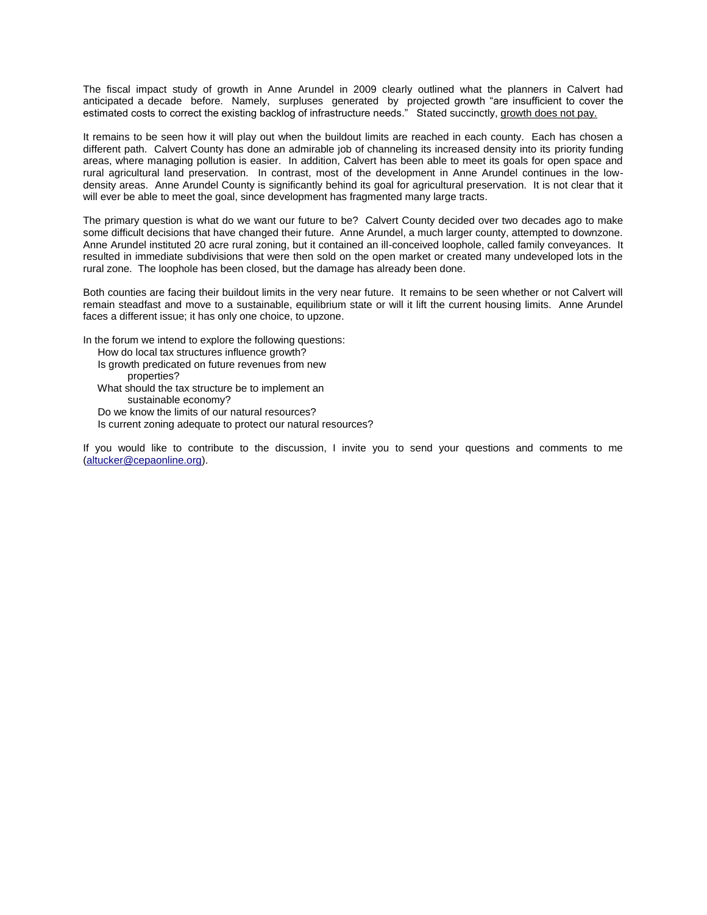The fiscal impact study of growth in Anne Arundel in 2009 clearly outlined what the planners in Calvert had anticipated a decade before. Namely, surpluses generated by projected growth "are insufficient to cover the estimated costs to correct the existing backlog of infrastructure needs." Stated succinctly, <u>growth does not pay.</u>

It remains to be seen how it will play out when the buildout limits are reached in each county. Each has chosen a different path. Calvert County has done an admirable job of channeling its increased density into its priority funding areas, where managing pollution is easier. In addition, Calvert has been able to meet its goals for open space and rural agricultural land preservation. In contrast, most of the development in Anne Arundel continues in the low-density areas. Anne Arundel County is significantly behind its goal for agricultural preservation. It is not clear that it will ever be able to meet the goal, since development has fragmented many large tracts.

The primary question is what do we want our future to be? Calvert County decided over two decades ago to make some difficult decisions that have changed their future. Anne Arundel, a much larger county, attempted to downzone. Anne Arundel instituted 20 acre rural zoning, but it contained an ill-conceived loophole, called family conveyances. It resulted in immediate subdivisions that were then sold on the open market or created many undeveloped lots in the rural zone. The loophole has been closed, but the damage has already been done.

Both counties are facing their buildout limits in the very near future. It remains to be seen whether or not Calvert will remain steadfast and move to a sustainable, equilibrium state or will it lift the current housing limits. Anne Arundel faces a different issue; it has only one choice, to upzone.

In the forum we intend to explore the following questions:

- How do local tax structures influence growth?
- Is growth predicated on future revenues from new properties?
- What should the tax structure be to implement an sustainable economy?
- Do we know the limits of our natural resources?
- Is current zoning adequate to protect our natural resources?

If you would like to contribute to the discussion, I invite you to send your questions and comments to me (altucker@cepaonline.org).